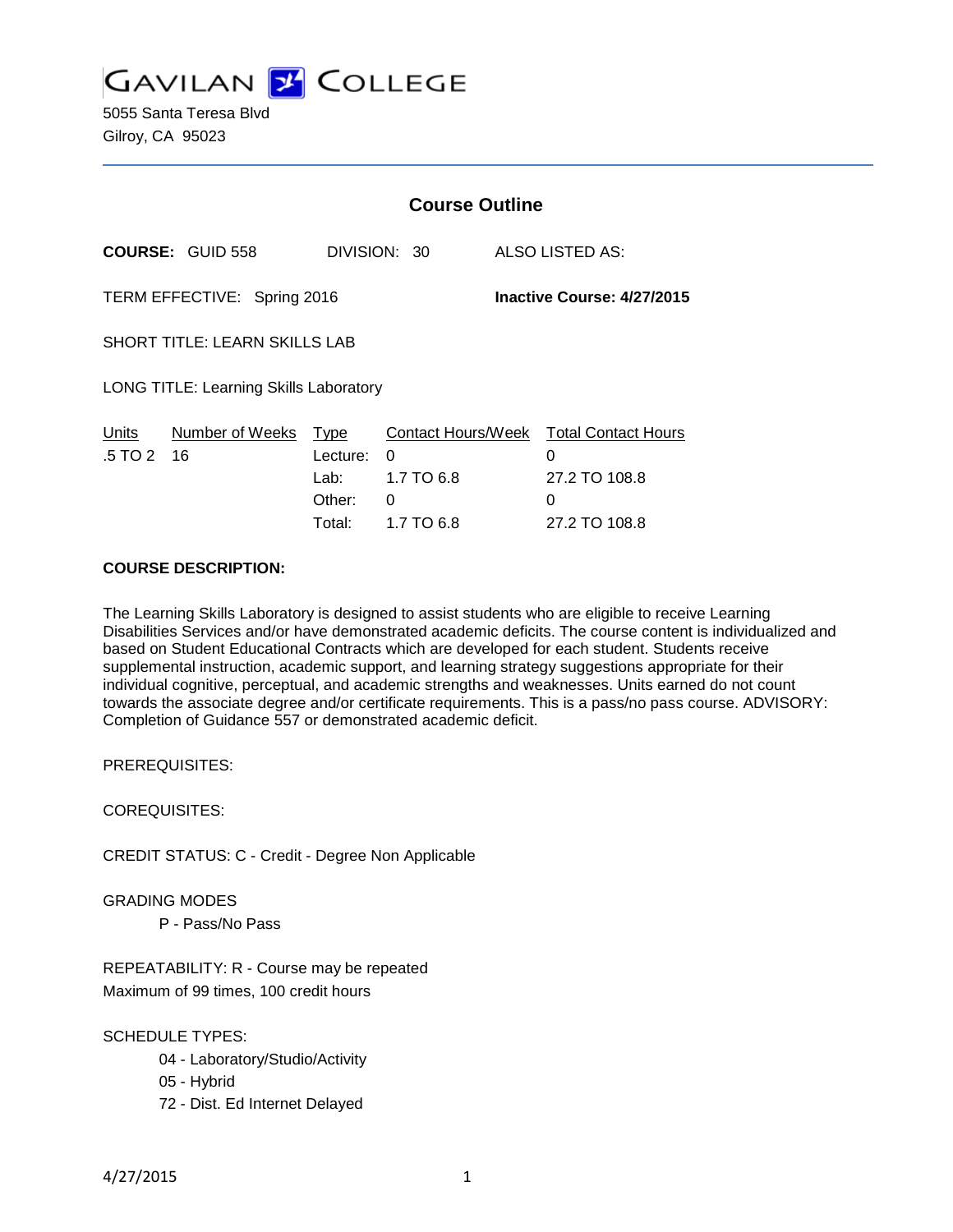# GAVILAN COLLEGE

5055 Santa Teresa Blvd
Gilroy, CA 95023

## Course Outline

**COURSE:** GUID 558 DIVISION: 30 ALSO LISTED AS:

TERM EFFECTIVE: Spring 2016 **Inactive Course: 4/27/2015**

SHORT TITLE: LEARN SKILLS LAB

LONG TITLE: Learning Skills Laboratory

| Units | Number of Weeks | Type | Contact Hours/Week | Total Contact Hours |
|---|---|---|---|---|
| .5 TO 2 | 16 | Lecture: | 0 | 0 |
| | | Lab: | 1.7 TO 6.8 | 27.2 TO 108.8 |
| | | Other: | 0 | 0 |
| | | Total: | 1.7 TO 6.8 | 27.2 TO 108.8 |

**COURSE DESCRIPTION:**

The Learning Skills Laboratory is designed to assist students who are eligible to receive Learning Disabilities Services and/or have demonstrated academic deficits. The course content is individualized and based on Student Educational Contracts which are developed for each student. Students receive supplemental instruction, academic support, and learning strategy suggestions appropriate for their individual cognitive, perceptual, and academic strengths and weaknesses. Units earned do not count towards the associate degree and/or certificate requirements. This is a pass/no pass course. ADVISORY: Completion of Guidance 557 or demonstrated academic deficit.

PREREQUISITES:

COREQUISITES:

CREDIT STATUS: C - Credit - Degree Non Applicable

GRADING MODES

P - Pass/No Pass

REPEATABILITY: R - Course may be repeated
Maximum of 99 times, 100 credit hours

SCHEDULE TYPES:

04 - Laboratory/Studio/Activity
05 - Hybrid
72 - Dist. Ed Internet Delayed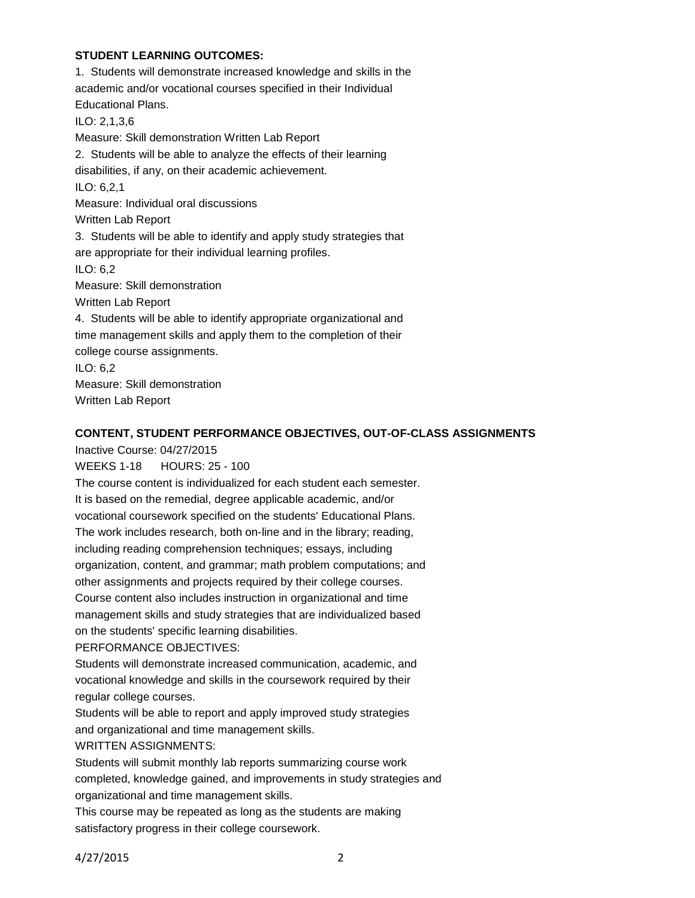**STUDENT LEARNING OUTCOMES:**

1. Students will demonstrate increased knowledge and skills in the academic and/or vocational courses specified in their Individual Educational Plans.
ILO: 2,1,3,6
Measure: Skill demonstration Written Lab Report

2. Students will be able to analyze the effects of their learning disabilities, if any, on their academic achievement.
ILO: 6,2,1
Measure: Individual oral discussions
Written Lab Report

3. Students will be able to identify and apply study strategies that are appropriate for their individual learning profiles.
ILO: 6,2
Measure: Skill demonstration
Written Lab Report

4. Students will be able to identify appropriate organizational and time management skills and apply them to the completion of their college course assignments.
ILO: 6,2
Measure: Skill demonstration
Written Lab Report

**CONTENT, STUDENT PERFORMANCE OBJECTIVES, OUT-OF-CLASS ASSIGNMENTS**

Inactive Course: 04/27/2015

WEEKS 1-18 HOURS: 25 - 100

The course content is individualized for each student each semester. It is based on the remedial, degree applicable academic, and/or vocational coursework specified on the students' Educational Plans. The work includes research, both on-line and in the library; reading, including reading comprehension techniques; essays, including organization, content, and grammar; math problem computations; and other assignments and projects required by their college courses. Course content also includes instruction in organizational and time management skills and study strategies that are individualized based on the students' specific learning disabilities.

PERFORMANCE OBJECTIVES:

Students will demonstrate increased communication, academic, and vocational knowledge and skills in the coursework required by their regular college courses.

Students will be able to report and apply improved study strategies and organizational and time management skills.

WRITTEN ASSIGNMENTS:

Students will submit monthly lab reports summarizing course work completed, knowledge gained, and improvements in study strategies and organizational and time management skills.

This course may be repeated as long as the students are making satisfactory progress in their college coursework.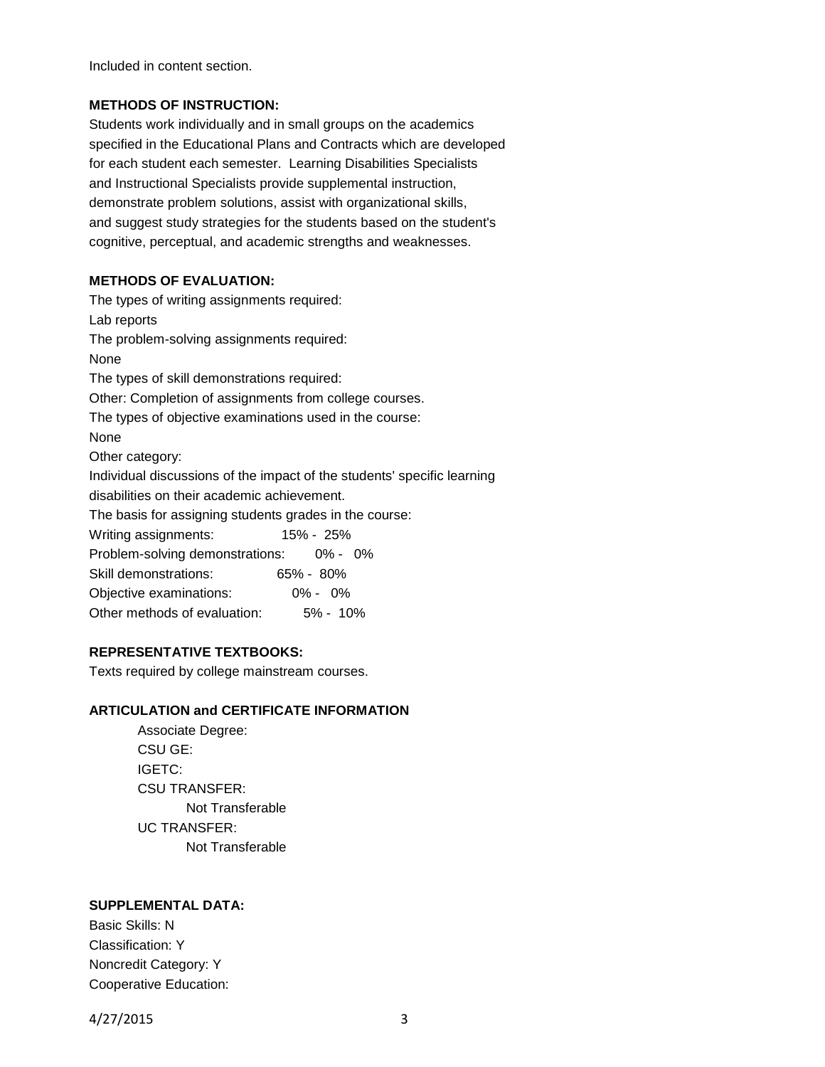Included in content section.

**METHODS OF INSTRUCTION:**

Students work individually and in small groups on the academics specified in the Educational Plans and Contracts which are developed for each student each semester. Learning Disabilities Specialists and Instructional Specialists provide supplemental instruction, demonstrate problem solutions, assist with organizational skills, and suggest study strategies for the students based on the student's cognitive, perceptual, and academic strengths and weaknesses.

**METHODS OF EVALUATION:**

The types of writing assignments required:
Lab reports
The problem-solving assignments required:
None
The types of skill demonstrations required:
Other: Completion of assignments from college courses.
The types of objective examinations used in the course:
None
Other category:
Individual discussions of the impact of the students' specific learning disabilities on their academic achievement.
The basis for assigning students grades in the course:

| | |
|---|---|
| Writing assignments: | 15% - 25% |
| Problem-solving demonstrations: | 0% - 0% |
| Skill demonstrations: | 65% - 80% |
| Objective examinations: | 0% - 0% |
| Other methods of evaluation: | 5% - 10% |

**REPRESENTATIVE TEXTBOOKS:**

Texts required by college mainstream courses.

**ARTICULATION and CERTIFICATE INFORMATION**

Associate Degree:
CSU GE:
IGETC:
CSU TRANSFER:
Not Transferable
UC TRANSFER:
Not Transferable

**SUPPLEMENTAL DATA:**

Basic Skills: N
Classification: Y
Noncredit Category: Y
Cooperative Education: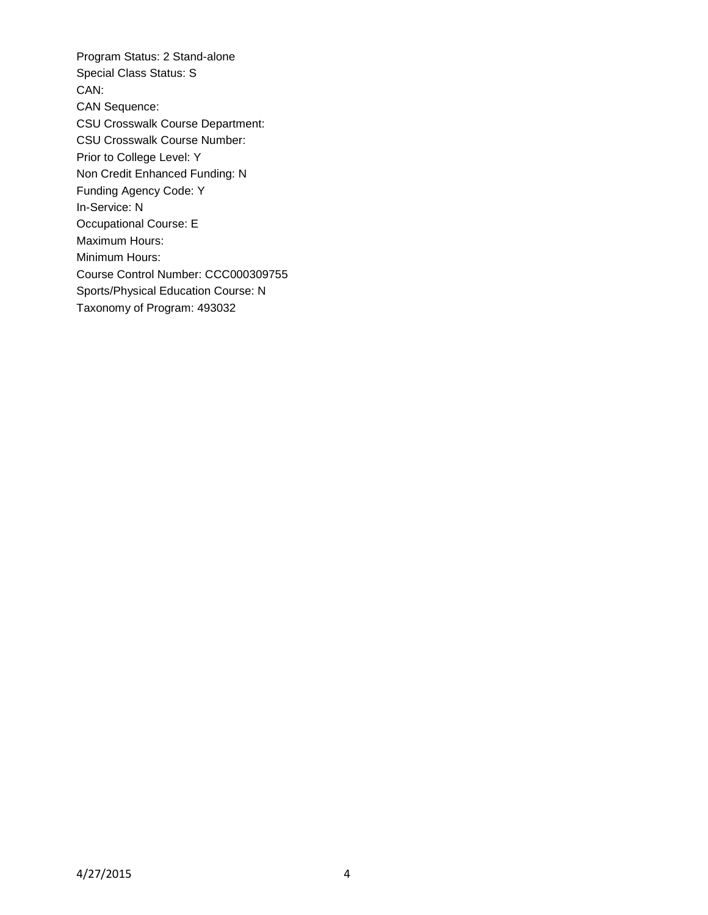Program Status: 2 Stand-alone
Special Class Status: S
CAN:
CAN Sequence:
CSU Crosswalk Course Department:
CSU Crosswalk Course Number:
Prior to College Level: Y
Non Credit Enhanced Funding: N
Funding Agency Code: Y
In-Service: N
Occupational Course: E
Maximum Hours:
Minimum Hours:
Course Control Number: CCC000309755
Sports/Physical Education Course: N
Taxonomy of Program: 493032